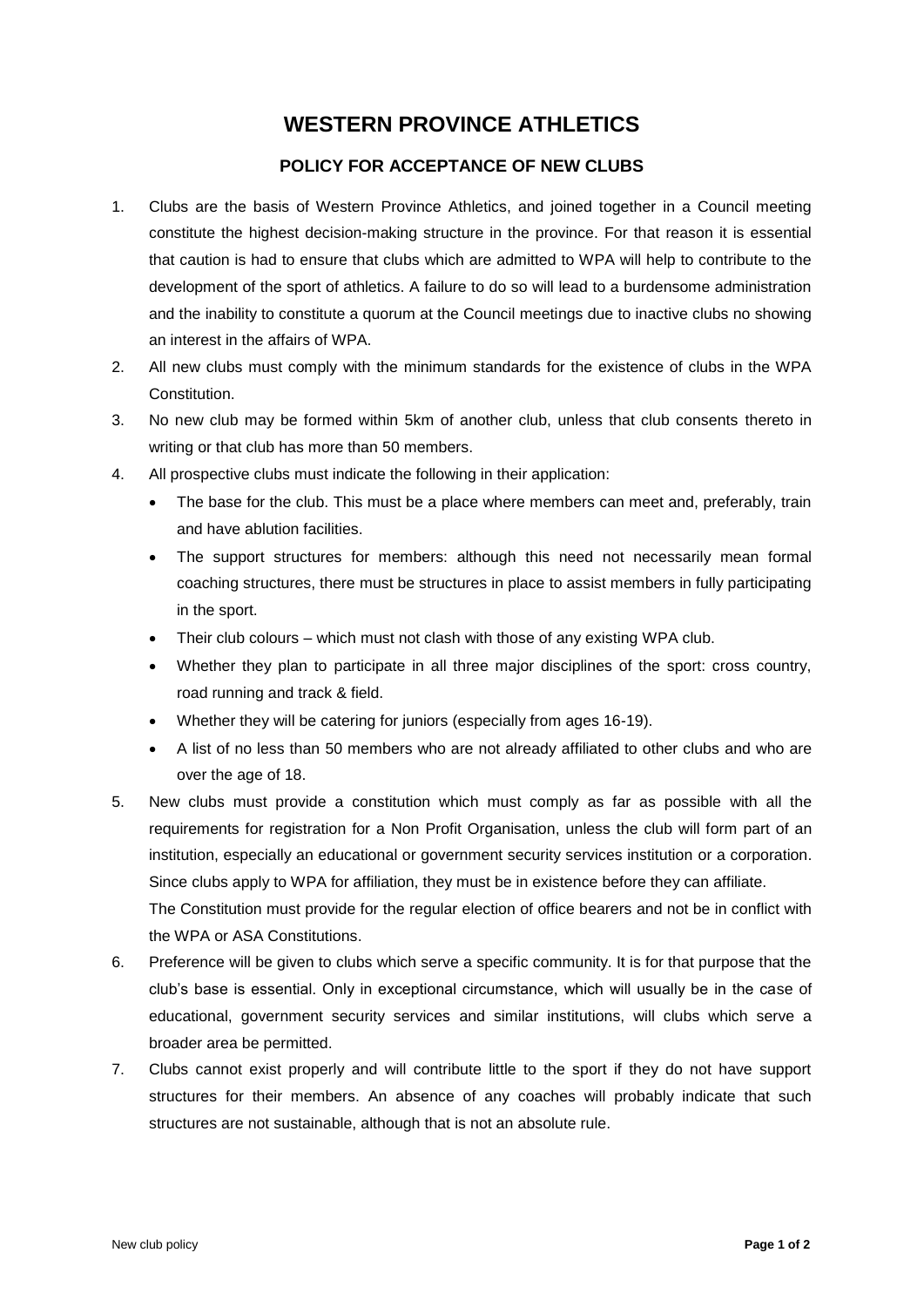# WESTERN PROVINCE ATHLETICS

## POLICY FOR ACCEPTANCE OF NEW CLUBS

1. Clubs are the basis of Western Province Athletics, and joined together in a Council meeting constitute the highest decision-making structure in the province. For that reason it is essential that caution is had to ensure that clubs which are admitted to WPA will help to contribute to the development of the sport of athletics. A failure to do so will lead to a burdensome administration and the inability to constitute a quorum at the Council meetings due to inactive clubs no showing an interest in the affairs of WPA.
2. All new clubs must comply with the minimum standards for the existence of clubs in the WPA Constitution.
3. No new club may be formed within 5km of another club, unless that club consents thereto in writing or that club has more than 50 members.
4. All prospective clubs must indicate the following in their application:
   - The base for the club. This must be a place where members can meet and, preferably, train and have ablution facilities.
   - The support structures for members: although this need not necessarily mean formal coaching structures, there must be structures in place to assist members in fully participating in the sport.
   - Their club colours – which must not clash with those of any existing WPA club.
   - Whether they plan to participate in all three major disciplines of the sport: cross country, road running and track & field.
   - Whether they will be catering for juniors (especially from ages 16-19).
   - A list of no less than 50 members who are not already affiliated to other clubs and who are over the age of 18.
5. New clubs must provide a constitution which must comply as far as possible with all the requirements for registration for a Non Profit Organisation, unless the club will form part of an institution, especially an educational or government security services institution or a corporation. Since clubs apply to WPA for affiliation, they must be in existence before they can affiliate.
   The Constitution must provide for the regular election of office bearers and not be in conflict with the WPA or ASA Constitutions.
6. Preference will be given to clubs which serve a specific community. It is for that purpose that the club's base is essential. Only in exceptional circumstance, which will usually be in the case of educational, government security services and similar institutions, will clubs which serve a broader area be permitted.
7. Clubs cannot exist properly and will contribute little to the sport if they do not have support structures for their members. An absence of any coaches will probably indicate that such structures are not sustainable, although that is not an absolute rule.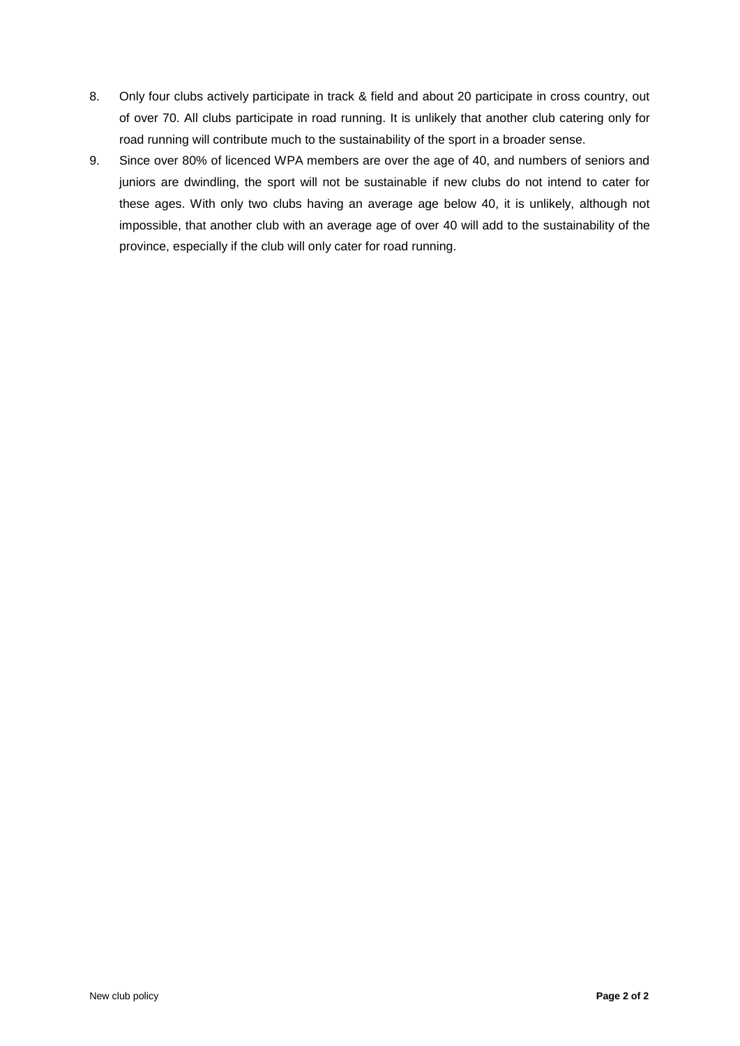8. Only four clubs actively participate in track & field and about 20 participate in cross country, out of over 70. All clubs participate in road running. It is unlikely that another club catering only for road running will contribute much to the sustainability of the sport in a broader sense.
9. Since over 80% of licenced WPA members are over the age of 40, and numbers of seniors and juniors are dwindling, the sport will not be sustainable if new clubs do not intend to cater for these ages. With only two clubs having an average age below 40, it is unlikely, although not impossible, that another club with an average age of over 40 will add to the sustainability of the province, especially if the club will only cater for road running.